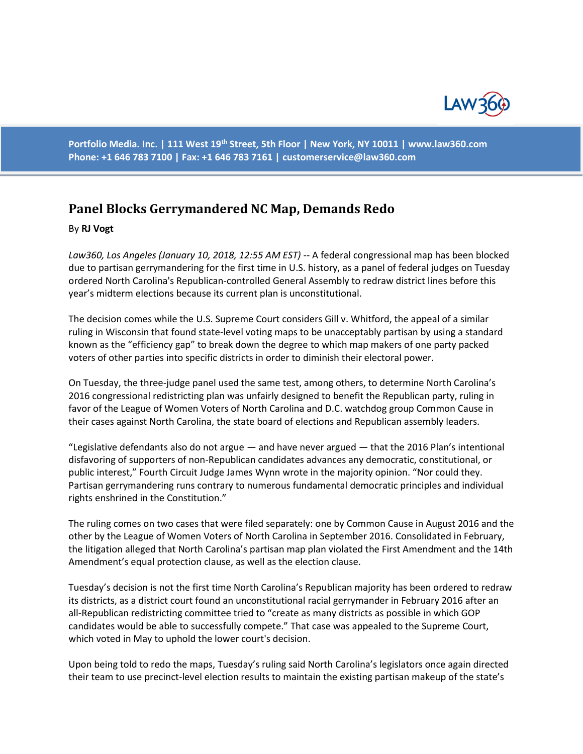Portfolio Media. Inc. | 111 West 19th Street, 5th Floor | New York, NY 10011 | www.law360.com
Phone: +1 646 783 7100 | Fax: +1 646 783 7161 | customerservice@law360.com

## Panel Blocks Gerrymandered NC Map, Demands Redo

By **RJ Vogt**

*Law360, Los Angeles (January 10, 2018, 12:55 AM EST)* -- A federal congressional map has been blocked due to partisan gerrymandering for the first time in U.S. history, as a panel of federal judges on Tuesday ordered North Carolina's Republican-controlled General Assembly to redraw district lines before this year's midterm elections because its current plan is unconstitutional.

The decision comes while the U.S. Supreme Court considers Gill v. Whitford, the appeal of a similar ruling in Wisconsin that found state-level voting maps to be unacceptably partisan by using a standard known as the "efficiency gap" to break down the degree to which map makers of one party packed voters of other parties into specific districts in order to diminish their electoral power.

On Tuesday, the three-judge panel used the same test, among others, to determine North Carolina's 2016 congressional redistricting plan was unfairly designed to benefit the Republican party, ruling in favor of the League of Women Voters of North Carolina and D.C. watchdog group Common Cause in their cases against North Carolina, the state board of elections and Republican assembly leaders.

"Legislative defendants also do not argue — and have never argued — that the 2016 Plan's intentional disfavoring of supporters of non-Republican candidates advances any democratic, constitutional, or public interest," Fourth Circuit Judge James Wynn wrote in the majority opinion. "Nor could they. Partisan gerrymandering runs contrary to numerous fundamental democratic principles and individual rights enshrined in the Constitution."

The ruling comes on two cases that were filed separately: one by Common Cause in August 2016 and the other by the League of Women Voters of North Carolina in September 2016. Consolidated in February, the litigation alleged that North Carolina's partisan map plan violated the First Amendment and the 14th Amendment's equal protection clause, as well as the election clause.

Tuesday's decision is not the first time North Carolina's Republican majority has been ordered to redraw its districts, as a district court found an unconstitutional racial gerrymander in February 2016 after an all-Republican redistricting committee tried to "create as many districts as possible in which GOP candidates would be able to successfully compete." That case was appealed to the Supreme Court, which voted in May to uphold the lower court's decision.

Upon being told to redo the maps, Tuesday's ruling said North Carolina's legislators once again directed their team to use precinct-level election results to maintain the existing partisan makeup of the state's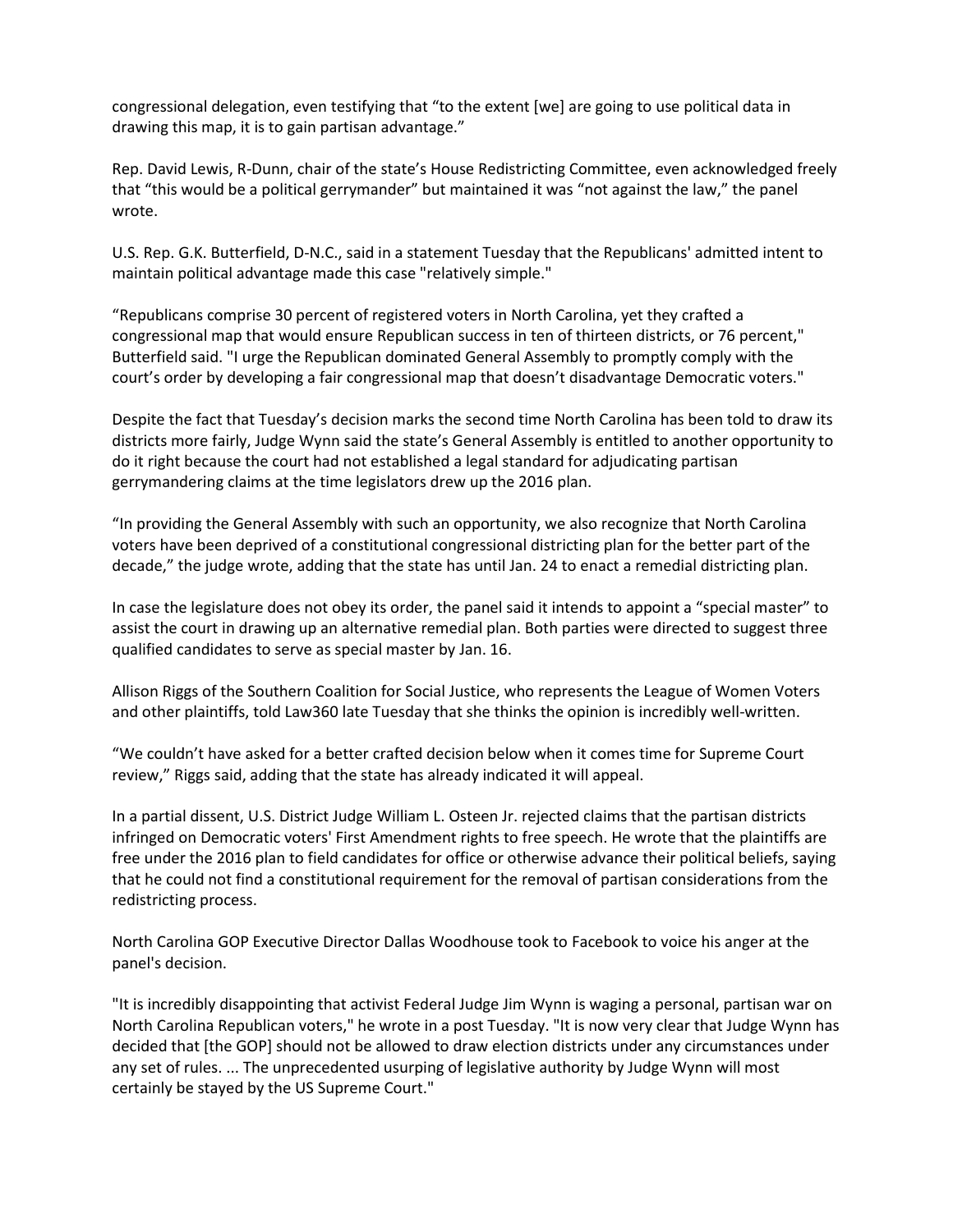congressional delegation, even testifying that “to the extent [we] are going to use political data in drawing this map, it is to gain partisan advantage.”

Rep. David Lewis, R-Dunn, chair of the state’s House Redistricting Committee, even acknowledged freely that “this would be a political gerrymander” but maintained it was “not against the law,” the panel wrote.

U.S. Rep. G.K. Butterfield, D-N.C., said in a statement Tuesday that the Republicans' admitted intent to maintain political advantage made this case "relatively simple."

“Republicans comprise 30 percent of registered voters in North Carolina, yet they crafted a congressional map that would ensure Republican success in ten of thirteen districts, or 76 percent," Butterfield said. "I urge the Republican dominated General Assembly to promptly comply with the court’s order by developing a fair congressional map that doesn’t disadvantage Democratic voters."

Despite the fact that Tuesday’s decision marks the second time North Carolina has been told to draw its districts more fairly, Judge Wynn said the state’s General Assembly is entitled to another opportunity to do it right because the court had not established a legal standard for adjudicating partisan gerrymandering claims at the time legislators drew up the 2016 plan.

“In providing the General Assembly with such an opportunity, we also recognize that North Carolina voters have been deprived of a constitutional congressional districting plan for the better part of the decade,” the judge wrote, adding that the state has until Jan. 24 to enact a remedial districting plan.

In case the legislature does not obey its order, the panel said it intends to appoint a “special master” to assist the court in drawing up an alternative remedial plan. Both parties were directed to suggest three qualified candidates to serve as special master by Jan. 16.

Allison Riggs of the Southern Coalition for Social Justice, who represents the League of Women Voters and other plaintiffs, told Law360 late Tuesday that she thinks the opinion is incredibly well-written.

“We couldn’t have asked for a better crafted decision below when it comes time for Supreme Court review,” Riggs said, adding that the state has already indicated it will appeal.

In a partial dissent, U.S. District Judge William L. Osteen Jr. rejected claims that the partisan districts infringed on Democratic voters' First Amendment rights to free speech. He wrote that the plaintiffs are free under the 2016 plan to field candidates for office or otherwise advance their political beliefs, saying that he could not find a constitutional requirement for the removal of partisan considerations from the redistricting process.

North Carolina GOP Executive Director Dallas Woodhouse took to Facebook to voice his anger at the panel's decision.

"It is incredibly disappointing that activist Federal Judge Jim Wynn is waging a personal, partisan war on North Carolina Republican voters," he wrote in a post Tuesday. "It is now very clear that Judge Wynn has decided that [the GOP] should not be allowed to draw election districts under any circumstances under any set of rules. ... The unprecedented usurping of legislative authority by Judge Wynn will most certainly be stayed by the US Supreme Court."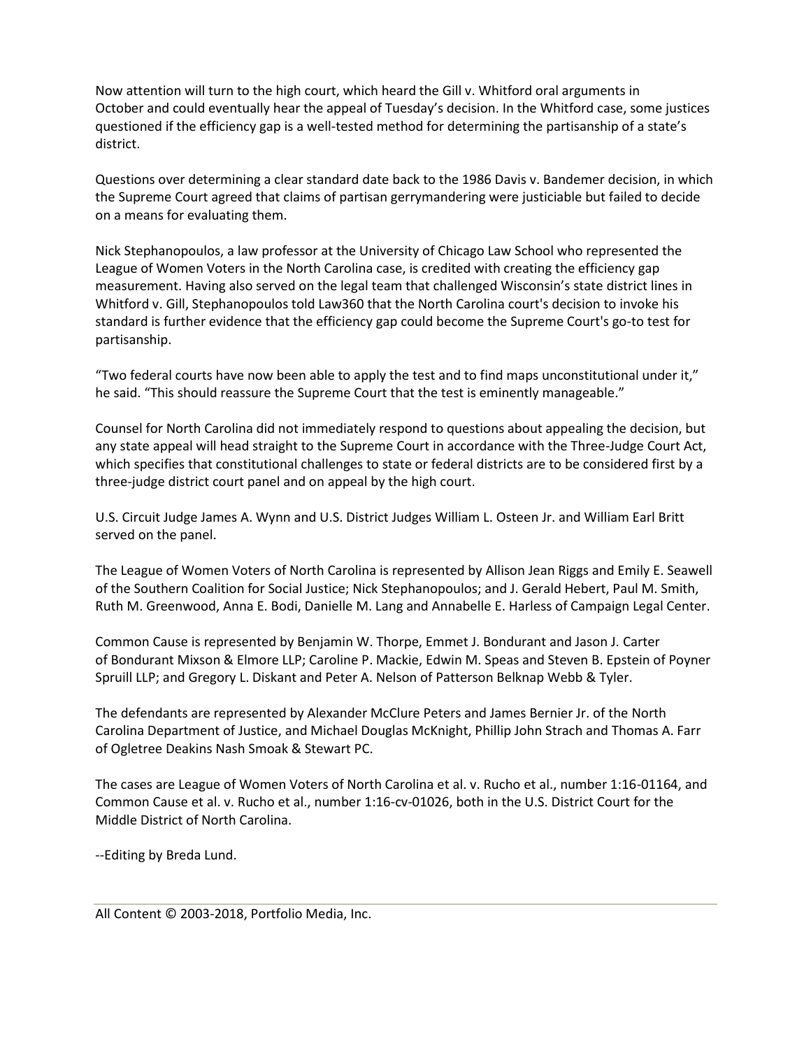Now attention will turn to the high court, which heard the Gill v. Whitford oral arguments in October and could eventually hear the appeal of Tuesday's decision. In the Whitford case, some justices questioned if the efficiency gap is a well-tested method for determining the partisanship of a state's district.

Questions over determining a clear standard date back to the 1986 Davis v. Bandemer decision, in which the Supreme Court agreed that claims of partisan gerrymandering were justiciable but failed to decide on a means for evaluating them.

Nick Stephanopoulos, a law professor at the University of Chicago Law School who represented the League of Women Voters in the North Carolina case, is credited with creating the efficiency gap measurement. Having also served on the legal team that challenged Wisconsin's state district lines in Whitford v. Gill, Stephanopoulos told Law360 that the North Carolina court's decision to invoke his standard is further evidence that the efficiency gap could become the Supreme Court's go-to test for partisanship.

"Two federal courts have now been able to apply the test and to find maps unconstitutional under it," he said. "This should reassure the Supreme Court that the test is eminently manageable."

Counsel for North Carolina did not immediately respond to questions about appealing the decision, but any state appeal will head straight to the Supreme Court in accordance with the Three-Judge Court Act, which specifies that constitutional challenges to state or federal districts are to be considered first by a three-judge district court panel and on appeal by the high court.

U.S. Circuit Judge James A. Wynn and U.S. District Judges William L. Osteen Jr. and William Earl Britt served on the panel.

The League of Women Voters of North Carolina is represented by Allison Jean Riggs and Emily E. Seawell of the Southern Coalition for Social Justice; Nick Stephanopoulos; and J. Gerald Hebert, Paul M. Smith, Ruth M. Greenwood, Anna E. Bodi, Danielle M. Lang and Annabelle E. Harless of Campaign Legal Center.

Common Cause is represented by Benjamin W. Thorpe, Emmet J. Bondurant and Jason J. Carter of Bondurant Mixson & Elmore LLP; Caroline P. Mackie, Edwin M. Speas and Steven B. Epstein of Poyner Spruill LLP; and Gregory L. Diskant and Peter A. Nelson of Patterson Belknap Webb & Tyler.

The defendants are represented by Alexander McClure Peters and James Bernier Jr. of the North Carolina Department of Justice, and Michael Douglas McKnight, Phillip John Strach and Thomas A. Farr of Ogletree Deakins Nash Smoak & Stewart PC.

The cases are League of Women Voters of North Carolina et al. v. Rucho et al., number 1:16-01164, and Common Cause et al. v. Rucho et al., number 1:16-cv-01026, both in the U.S. District Court for the Middle District of North Carolina.

--Editing by Breda Lund.

All Content © 2003-2018, Portfolio Media, Inc.